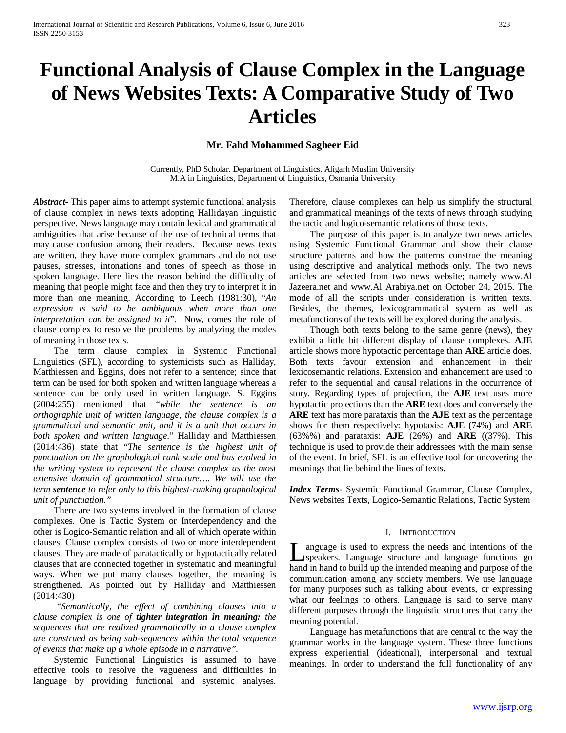# Functional Analysis of Clause Complex in the Language of News Websites Texts: A Comparative Study of Two Articles

**Mr. Fahd Mohammed Sagheer Eid**

Currently, PhD Scholar, Department of Linguistics, Aligarh Muslim University
M.A in Linguistics, Department of Linguistics, Osmania University

***Abstract*-** This paper aims to attempt systemic functional analysis of clause complex in news texts adopting Hallidayan linguistic perspective. News language may contain lexical and grammatical ambiguities that arise because of the use of technical terms that may cause confusion among their readers. Because news texts are written, they have more complex grammars and do not use pauses, stresses, intonations and tones of speech as those in spoken language. Here lies the reason behind the difficulty of meaning that people might face and then they try to interpret it in more than one meaning. According to Leech (1981:30), "*An expression is said to be ambiguous when more than one interpretation can be assigned to it*". Now, comes the role of clause complex to resolve the problems by analyzing the modes of meaning in those texts.

The term clause complex in Systemic Functional Linguistics (SFL), according to systemicists such as Halliday, Matthiessen and Eggins, does not refer to a sentence; since that term can be used for both spoken and written language whereas a sentence can be only used in written language. S. Eggins (2004:255) mentioned that "*while the sentence is an orthographic unit of written language, the clause complex is a grammatical and semantic unit, and it is a unit that occurs in both spoken and written language*." Halliday and Matthiessen (2014:436) state that "*The sentence is the highest unit of punctuation on the graphological rank scale and has evolved in the writing system to represent the clause complex as the most extensive domain of grammatical structure…. We will use the term **sentence** to refer only to this highest-ranking graphological unit of punctuation.*"

There are two systems involved in the formation of clause complexes. One is Tactic System or Interdependency and the other is Logico-Semantic relation and all of which operate within clauses. Clause complex consists of two or more interdependent clauses. They are made of paratactically or hypotactically related clauses that are connected together in systematic and meaningful ways. When we put many clauses together, the meaning is strengthened. As pointed out by Halliday and Matthiessen (2014:430)

"*Semantically, the effect of combining clauses into a clause complex is one of **tighter integration in meaning:** the sequences that are realized grammatically in a clause complex are construed as being sub-sequences within the total sequence of events that make up a whole episode in a narrative".*

Systemic Functional Linguistics is assumed to have effective tools to resolve the vagueness and difficulties in language by providing functional and systemic analyses. Therefore, clause complexes can help us simplify the structural and grammatical meanings of the texts of news through studying the tactic and logico-semantic relations of those texts.

The purpose of this paper is to analyze two news articles using Systemic Functional Grammar and show their clause structure patterns and how the patterns construe the meaning using descriptive and analytical methods only. The two news articles are selected from two news website; namely www.Al Jazeera.net and www.Al Arabiya.net on October 24, 2015. The mode of all the scripts under consideration is written texts. Besides, the themes, lexicogrammatical system as well as metafunctions of the texts will be explored during the analysis.

Though both texts belong to the same genre (news), they exhibit a little bit different display of clause complexes. **AJE** article shows more hypotactic percentage than **ARE** article does. Both texts favour extension and enhancement in their lexicosemantic relations. Extension and enhancement are used to refer to the sequential and causal relations in the occurrence of story. Regarding types of projection, the **AJE** text uses more hypotactic projections than the **ARE** text does and conversely the **ARE** text has more parataxis than the **AJE** text as the percentage shows for them respectively: hypotaxis: **AJE** (74%) and **ARE** (63%%) and parataxis: **AJE** (26%) and **ARE** ((37%). This technique is used to provide their addressees with the main sense of the event. In brief, SFL is an effective tool for uncovering the meanings that lie behind the lines of texts.

***Index Terms*-** Systemic Functional Grammar, Clause Complex, News websites Texts, Logico-Semantic Relations, Tactic System

## I. Introduction

Language is used to express the needs and intentions of the speakers. Language structure and language functions go hand in hand to build up the intended meaning and purpose of the communication among any society members. We use language for many purposes such as talking about events, or expressing what our feelings to others. Language is said to serve many different purposes through the linguistic structures that carry the meaning potential.

Language has metafunctions that are central to the way the grammar works in the language system. These three functions express experiential (ideational), interpersonal and textual meanings. In order to understand the full functionality of any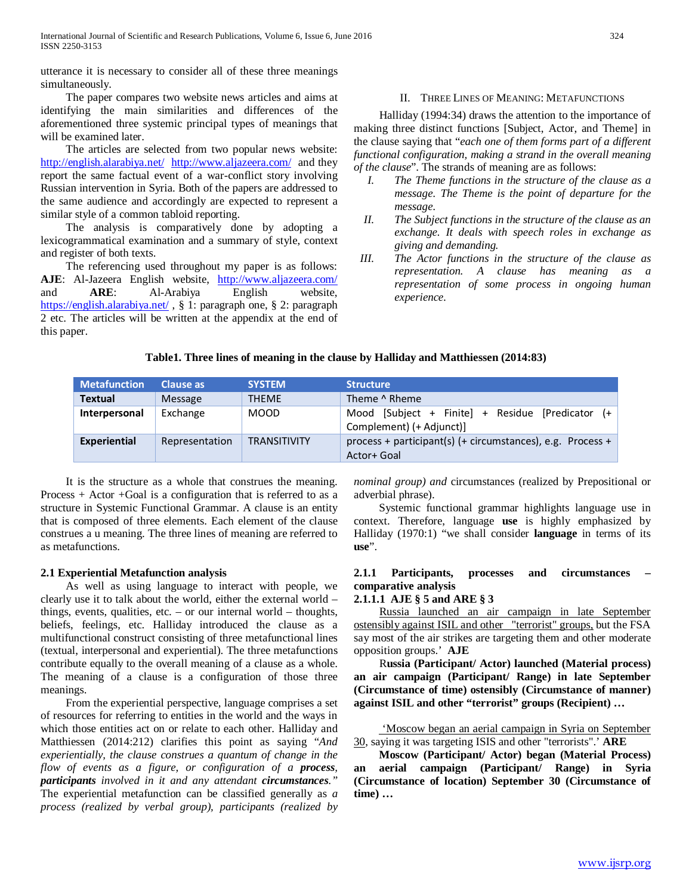utterance it is necessary to consider all of these three meanings simultaneously.

The paper compares two website news articles and aims at identifying the main similarities and differences of the aforementioned three systemic principal types of meanings that will be examined later.

The articles are selected from two popular news website: http://english.alarabiya.net/ http://www.aljazeera.com/ and they report the same factual event of a war-conflict story involving Russian intervention in Syria. Both of the papers are addressed to the same audience and accordingly are expected to represent a similar style of a common tabloid reporting.

The analysis is comparatively done by adopting a lexicogrammatical examination and a summary of style, context and register of both texts.

The referencing used throughout my paper is as follows: **AJE**: Al-Jazeera English website, http://www.aljazeera.com/ and **ARE**: Al-Arabiya English website, https://english.alarabiya.net/ , § 1: paragraph one, § 2: paragraph 2 etc. The articles will be written at the appendix at the end of this paper.

## II. Three Lines of Meaning: Metafunctions

Halliday (1994:34) draws the attention to the importance of making three distinct functions [Subject, Actor, and Theme] in the clause saying that "*each one of them forms part of a different functional configuration, making a strand in the overall meaning of the clause*". The strands of meaning are as follows:

I. *The Theme functions in the structure of the clause as a message. The Theme is the point of departure for the message.*
II. *The Subject functions in the structure of the clause as an exchange. It deals with speech roles in exchange as giving and demanding.*
III. *The Actor functions in the structure of the clause as representation. A clause has meaning as a representation of some process in ongoing human experience.*

**Table1. Three lines of meaning in the clause by Halliday and Matthiessen (2014:83)**

| Metafunction | Clause as | SYSTEM | Structure |
|---|---|---|---|
| **Textual** | Message | THEME | Theme ^ Rheme |
| **Interpersonal** | Exchange | MOOD | Mood [Subject + Finite] + Residue [Predicator (+ Complement) (+ Adjunct)] |
| **Experiential** | Representation | TRANSITIVITY | process + participant(s) (+ circumstances), e.g. Process + Actor+ Goal |

It is the structure as a whole that construes the meaning. Process + Actor +Goal is a configuration that is referred to as a structure in Systemic Functional Grammar. A clause is an entity that is composed of three elements. Each element of the clause construes a u meaning. The three lines of meaning are referred to as metafunctions.

### 2.1 Experiential Metafunction analysis

As well as using language to interact with people, we clearly use it to talk about the world, either the external world – things, events, qualities, etc. – or our internal world – thoughts, beliefs, feelings, etc. Halliday introduced the clause as a multifunctional construct consisting of three metafunctional lines (textual, interpersonal and experiential). The three metafunctions contribute equally to the overall meaning of a clause as a whole. The meaning of a clause is a configuration of those three meanings.

From the experiential perspective, language comprises a set of resources for referring to entities in the world and the ways in which those entities act on or relate to each other. Halliday and Matthiessen (2014:212) clarifies this point as saying "*And experientially, the clause construes a quantum of change in the flow of events as a figure, or configuration of a **process**, **participants** involved in it and any attendant **circumstances**.*" The experiential metafunction can be classified generally as *a process (realized by verbal group), participants (realized by nominal group) and* circumstances (realized by Prepositional or adverbial phrase).

Systemic functional grammar highlights language use in context. Therefore, language **use** is highly emphasized by Halliday (1970:1) "we shall consider **language** in terms of its **use**".

#### 2.1.1 Participants, processes and circumstances – comparative analysis

#### 2.1.1.1 AJE § 5 and ARE § 3

Russia launched an air campaign in late September ostensibly against ISIL and other "terrorist" groups, but the FSA say most of the air strikes are targeting them and other moderate opposition groups.' **AJE**

**Russia (Participant/ Actor) launched (Material process) an air campaign (Participant/ Range) in late September (Circumstance of time) ostensibly (Circumstance of manner) against ISIL and other "terrorist" groups (Recipient) …**

'Moscow began an aerial campaign in Syria on September 30, saying it was targeting ISIS and other "terrorists".' **ARE**

**Moscow (Participant/ Actor) began (Material Process) an aerial campaign (Participant/ Range) in Syria (Circumstance of location) September 30 (Circumstance of time) …**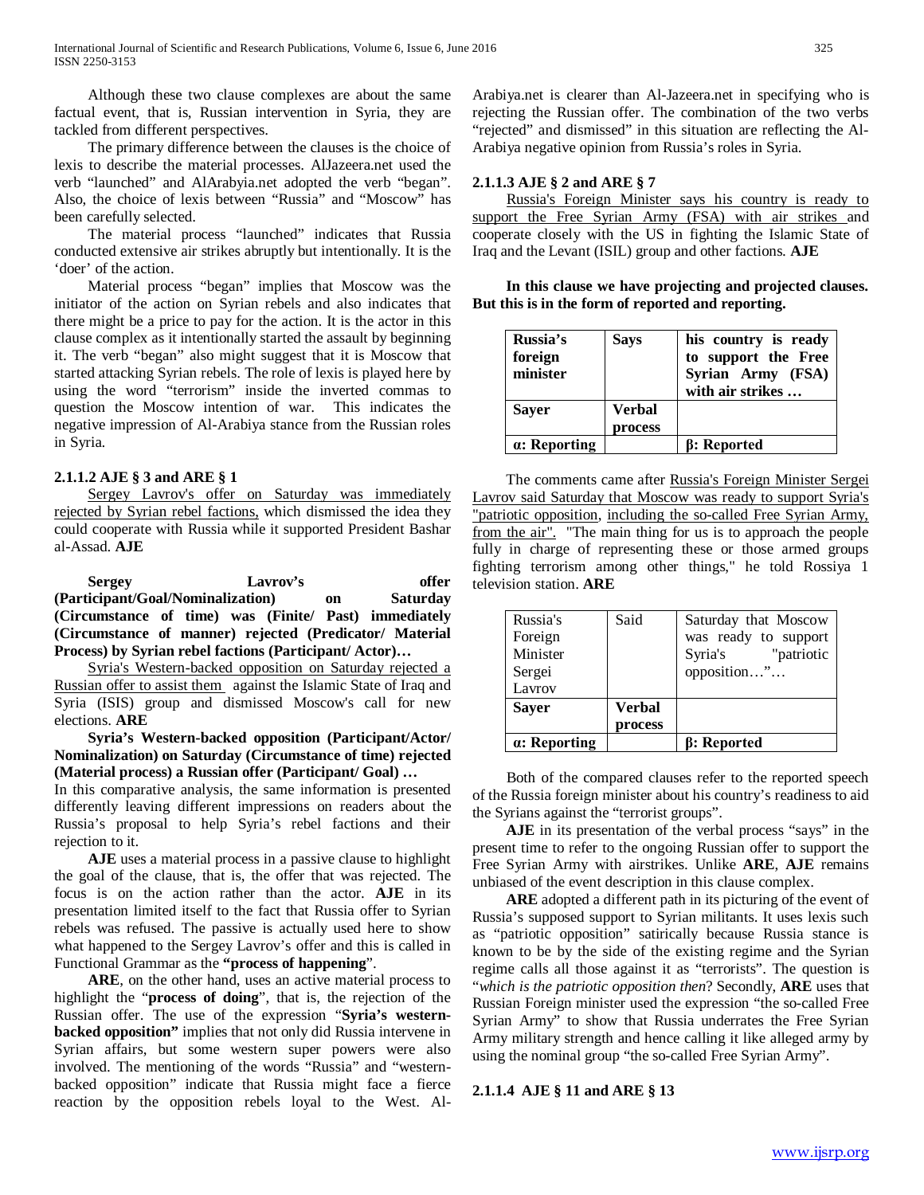Although these two clause complexes are about the same factual event, that is, Russian intervention in Syria, they are tackled from different perspectives.

The primary difference between the clauses is the choice of lexis to describe the material processes. AlJazeera.net used the verb "launched" and AlArabyia.net adopted the verb "began". Also, the choice of lexis between "Russia" and "Moscow" has been carefully selected.

The material process "launched" indicates that Russia conducted extensive air strikes abruptly but intentionally. It is the 'doer' of the action.

Material process "began" implies that Moscow was the initiator of the action on Syrian rebels and also indicates that there might be a price to pay for the action. It is the actor in this clause complex as it intentionally started the assault by beginning it. The verb "began" also might suggest that it is Moscow that started attacking Syrian rebels. The role of lexis is played here by using the word "terrorism" inside the inverted commas to question the Moscow intention of war. This indicates the negative impression of Al-Arabiya stance from the Russian roles in Syria.

#### 2.1.1.2 AJE § 3 and ARE § 1

Sergey Lavrov's offer on Saturday was immediately rejected by Syrian rebel factions, which dismissed the idea they could cooperate with Russia while it supported President Bashar al-Assad. **AJE**

**Sergey Lavrov's offer (Participant/Goal/Nominalization) on Saturday (Circumstance of time) was (Finite/ Past) immediately (Circumstance of manner) rejected (Predicator/ Material Process) by Syrian rebel factions (Participant/ Actor)…**

Syria's Western-backed opposition on Saturday rejected a Russian offer to assist them against the Islamic State of Iraq and Syria (ISIS) group and dismissed Moscow's call for new elections. **ARE**

**Syria's Western-backed opposition (Participant/Actor/ Nominalization) on Saturday (Circumstance of time) rejected (Material process) a Russian offer (Participant/ Goal) …**

In this comparative analysis, the same information is presented differently leaving different impressions on readers about the Russia's proposal to help Syria's rebel factions and their rejection to it.

**AJE** uses a material process in a passive clause to highlight the goal of the clause, that is, the offer that was rejected. The focus is on the action rather than the actor. **AJE** in its presentation limited itself to the fact that Russia offer to Syrian rebels was refused. The passive is actually used here to show what happened to the Sergey Lavrov's offer and this is called in Functional Grammar as the **"process of happening"**.

**ARE**, on the other hand, uses an active material process to highlight the "**process of doing**", that is, the rejection of the Russian offer. The use of the expression "**Syria's western-backed opposition"** implies that not only did Russia intervene in Syrian affairs, but some western super powers were also involved. The mentioning of the words "Russia" and "western-backed opposition" indicate that Russia might face a fierce reaction by the opposition rebels loyal to the West. Al-Arabiya.net is clearer than Al-Jazeera.net in specifying who is rejecting the Russian offer. The combination of the two verbs "rejected" and dismissed" in this situation are reflecting the Al-Arabiya negative opinion from Russia's roles in Syria.

#### 2.1.1.3 AJE § 2 and ARE § 7

Russia's Foreign Minister says his country is ready to support the Free Syrian Army (FSA) with air strikes and cooperate closely with the US in fighting the Islamic State of Iraq and the Levant (ISIL) group and other factions. **AJE**

**In this clause we have projecting and projected clauses. But this is in the form of reported and reporting.**

| **Russia's foreign minister** | **Says** | **his country is ready to support the Free Syrian Army (FSA) with air strikes …** |
|---|---|---|
| **Sayer** | **Verbal process** | |
| **α: Reporting** | | **β: Reported** |

The comments came after Russia's Foreign Minister Sergei Lavrov said Saturday that Moscow was ready to support Syria's "patriotic opposition, including the so-called Free Syrian Army, from the air". "The main thing for us is to approach the people fully in charge of representing these or those armed groups fighting terrorism among other things," he told Rossiya 1 television station. **ARE**

| Russia's Foreign Minister Sergei Lavrov | Said | Saturday that Moscow was ready to support Syria's "patriotic opposition…"… |
|---|---|---|
| **Sayer** | **Verbal process** | |
| **α: Reporting** | | **β: Reported** |

Both of the compared clauses refer to the reported speech of the Russia foreign minister about his country's readiness to aid the Syrians against the "terrorist groups".

**AJE** in its presentation of the verbal process "says" in the present time to refer to the ongoing Russian offer to support the Free Syrian Army with airstrikes. Unlike **ARE**, **AJE** remains unbiased of the event description in this clause complex.

**ARE** adopted a different path in its picturing of the event of Russia's supposed support to Syrian militants. It uses lexis such as "patriotic opposition" satirically because Russia stance is known to be by the side of the existing regime and the Syrian regime calls all those against it as "terrorists". The question is "*which is the patriotic opposition then*? Secondly, **ARE** uses that Russian Foreign minister used the expression "the so-called Free Syrian Army" to show that Russia underrates the Free Syrian Army military strength and hence calling it like alleged army by using the nominal group "the so-called Free Syrian Army".

#### 2.1.1.4 AJE § 11 and ARE § 13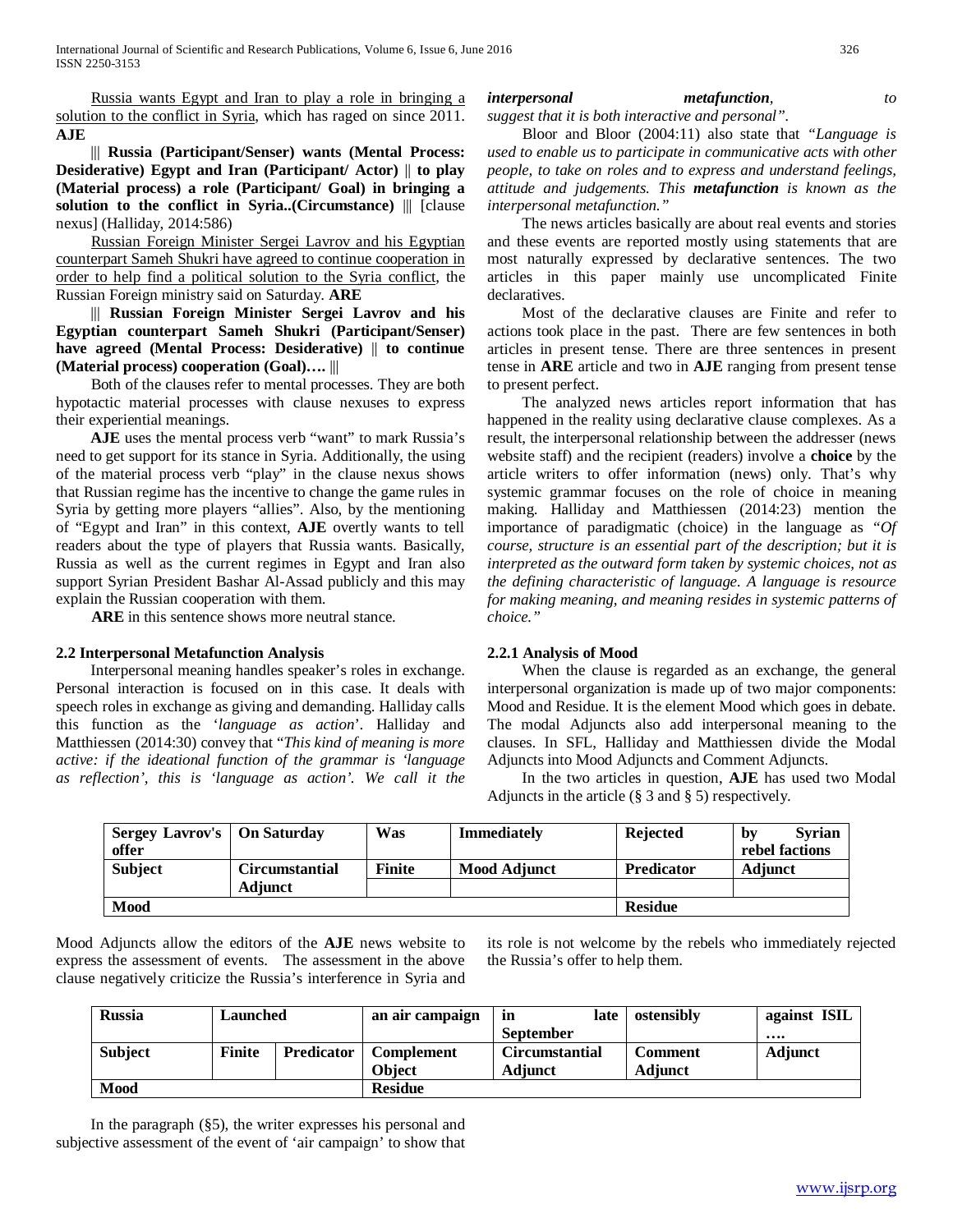Russia wants Egypt and Iran to play a role in bringing a solution to the conflict in Syria, which has raged on since 2011. **AJE**

||| **Russia (Participant/Senser) wants (Mental Process: Desiderative) Egypt and Iran (Participant/ Actor)** || **to play (Material process) a role (Participant/ Goal) in bringing a solution to the conflict in Syria..(Circumstance)** ||| [clause nexus] (Halliday, 2014:586)

Russian Foreign Minister Sergei Lavrov and his Egyptian counterpart Sameh Shukri have agreed to continue cooperation in order to help find a political solution to the Syria conflict, the Russian Foreign ministry said on Saturday. **ARE**

||| **Russian Foreign Minister Sergei Lavrov and his Egyptian counterpart Sameh Shukri (Participant/Senser) have agreed (Mental Process: Desiderative)** || **to continue (Material process) cooperation (Goal)….** |||

Both of the clauses refer to mental processes. They are both hypotactic material processes with clause nexuses to express their experiential meanings.

**AJE** uses the mental process verb "want" to mark Russia's need to get support for its stance in Syria. Additionally, the using of the material process verb "play" in the clause nexus shows that Russian regime has the incentive to change the game rules in Syria by getting more players "allies". Also, by the mentioning of "Egypt and Iran" in this context, **AJE** overtly wants to tell readers about the type of players that Russia wants. Basically, Russia as well as the current regimes in Egypt and Iran also support Syrian President Bashar Al-Assad publicly and this may explain the Russian cooperation with them.

**ARE** in this sentence shows more neutral stance.

### 2.2 Interpersonal Metafunction Analysis

Interpersonal meaning handles speaker's roles in exchange. Personal interaction is focused on in this case. It deals with speech roles in exchange as giving and demanding. Halliday calls this function as the '*language as action*'. Halliday and Matthiessen (2014:30) convey that "*This kind of meaning is more active: if the ideational function of the grammar is 'language as reflection', this is 'language as action'. We call it the* ***interpersonal metafunction****, to suggest that it is both interactive and personal".*

Bloor and Bloor (2004:11) also state that *"Language is used to enable us to participate in communicative acts with other people, to take on roles and to express and understand feelings, attitude and judgements. This* ***metafunction*** *is known as the interpersonal metafunction."*

The news articles basically are about real events and stories and these events are reported mostly using statements that are most naturally expressed by declarative sentences. The two articles in this paper mainly use uncomplicated Finite declaratives.

Most of the declarative clauses are Finite and refer to actions took place in the past. There are few sentences in both articles in present tense. There are three sentences in present tense in **ARE** article and two in **AJE** ranging from present tense to present perfect.

The analyzed news articles report information that has happened in the reality using declarative clause complexes. As a result, the interpersonal relationship between the addresser (news website staff) and the recipient (readers) involve a **choice** by the article writers to offer information (news) only. That's why systemic grammar focuses on the role of choice in meaning making. Halliday and Matthiessen (2014:23) mention the importance of paradigmatic (choice) in the language as *"Of course, structure is an essential part of the description; but it is interpreted as the outward form taken by systemic choices, not as the defining characteristic of language. A language is resource for making meaning, and meaning resides in systemic patterns of choice."*

#### 2.2.1 Analysis of Mood

When the clause is regarded as an exchange, the general interpersonal organization is made up of two major components: Mood and Residue. It is the element Mood which goes in debate. The modal Adjuncts also add interpersonal meaning to the clauses. In SFL, Halliday and Matthiessen divide the Modal Adjuncts into Mood Adjuncts and Comment Adjuncts.

In the two articles in question, **AJE** has used two Modal Adjuncts in the article (§ 3 and § 5) respectively.

| **Sergey Lavrov's offer** | **On Saturday** | **Was** | **Immediately** | **Rejected** | **by Syrian rebel factions** |
|---|---|---|---|---|---|
| **Subject** | **Circumstantial Adjunct** | **Finite** | **Mood Adjunct** | **Predicator** | **Adjunct** |
| **Mood** | | | | **Residue** | |

Mood Adjuncts allow the editors of the **AJE** news website to express the assessment of events. The assessment in the above clause negatively criticize the Russia's interference in Syria and its role is not welcome by the rebels who immediately rejected the Russia's offer to help them.

| **Russia** | **Launched** | | **an air campaign** | **in late September** | **ostensibly** | **against ISIL ….** |
|---|---|---|---|---|---|---|
| **Subject** | **Finite** | **Predicator** | **Complement Object** | **Circumstantial Adjunct** | **Comment Adjunct** | **Adjunct** |
| **Mood** | | | **Residue** | | | |

In the paragraph (§5), the writer expresses his personal and subjective assessment of the event of 'air campaign' to show that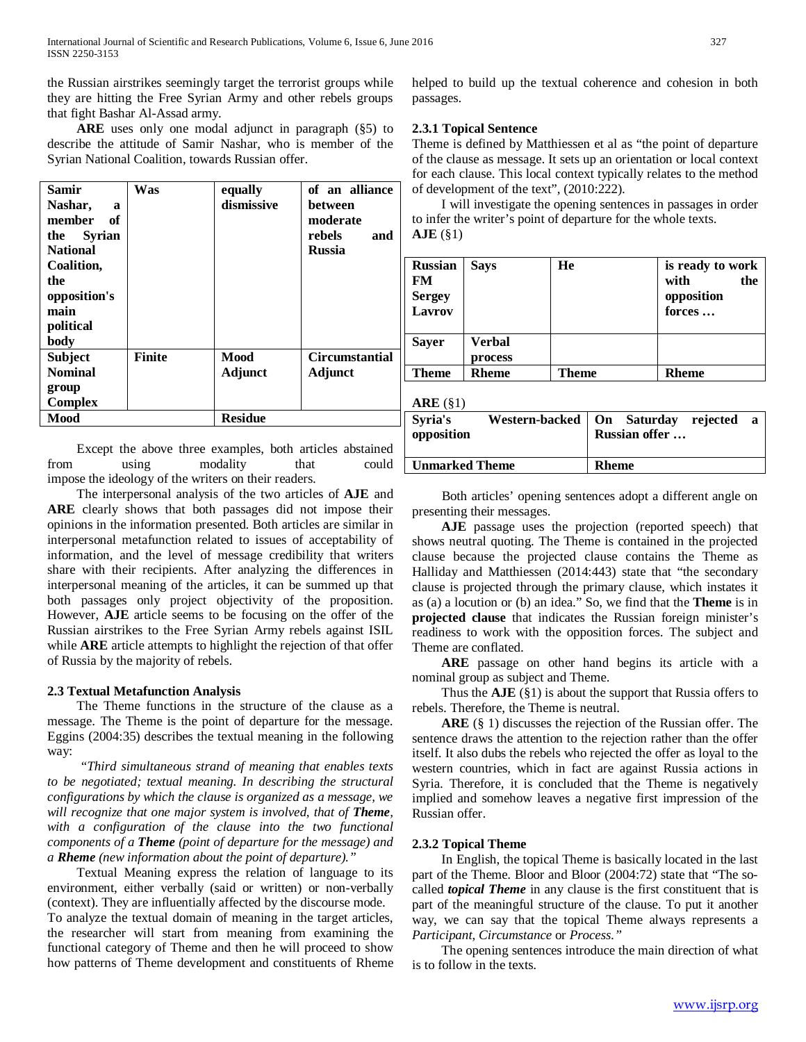the Russian airstrikes seemingly target the terrorist groups while they are hitting the Free Syrian Army and other rebels groups that fight Bashar Al-Assad army.

**ARE** uses only one modal adjunct in paragraph (§5) to describe the attitude of Samir Nashar, who is member of the Syrian National Coalition, towards Russian offer.

| **Samir Nashar, a member of the Syrian National Coalition, the opposition's main political body** | **Was** | **equally dismissive** | **of an alliance between moderate rebels and Russia** |
|---|---|---|---|
| **Subject Nominal group Complex** | **Finite** | **Mood Adjunct** | **Circumstantial Adjunct** |
| **Mood** | | **Residue** | |

Except the above three examples, both articles abstained from using modality that could impose the ideology of the writers on their readers.

The interpersonal analysis of the two articles of **AJE** and **ARE** clearly shows that both passages did not impose their opinions in the information presented. Both articles are similar in interpersonal metafunction related to issues of acceptability of information, and the level of message credibility that writers share with their recipients. After analyzing the differences in interpersonal meaning of the articles, it can be summed up that both passages only project objectivity of the proposition. However, **AJE** article seems to be focusing on the offer of the Russian airstrikes to the Free Syrian Army rebels against ISIL while **ARE** article attempts to highlight the rejection of that offer of Russia by the majority of rebels.

### 2.3 Textual Metafunction Analysis

The Theme functions in the structure of the clause as a message. The Theme is the point of departure for the message. Eggins (2004:35) describes the textual meaning in the following way:

*"Third simultaneous strand of meaning that enables texts to be negotiated; textual meaning. In describing the structural configurations by which the clause is organized as a message, we will recognize that one major system is involved, that of **Theme**, with a configuration of the clause into the two functional components of a **Theme** (point of departure for the message) and a **Rheme** (new information about the point of departure)."*

Textual Meaning express the relation of language to its environment, either verbally (said or written) or non-verbally (context). They are influentially affected by the discourse mode. To analyze the textual domain of meaning in the target articles, the researcher will start from meaning from examining the functional category of Theme and then he will proceed to show how patterns of Theme development and constituents of Rheme helped to build up the textual coherence and cohesion in both passages.

#### 2.3.1 Topical Sentence

Theme is defined by Matthiessen et al as "the point of departure of the clause as message. It sets up an orientation or local context for each clause. This local context typically relates to the method of development of the text", (2010:222).

I will investigate the opening sentences in passages in order to infer the writer's point of departure for the whole texts.

**AJE** (§1)

| **Russian FM Sergey Lavrov** | **Says** | **He** | **is ready to work with the opposition forces …** |
|---|---|---|---|
| **Sayer** | **Verbal process** | | |
| **Theme** | **Rheme** | **Theme** | **Rheme** |

**ARE** (§1)

| **Syria's Western-backed opposition** | **On Saturday rejected a Russian offer …** |
|---|---|
| **Unmarked Theme** | **Rheme** |

Both articles' opening sentences adopt a different angle on presenting their messages.

**AJE** passage uses the projection (reported speech) that shows neutral quoting. The Theme is contained in the projected clause because the projected clause contains the Theme as Halliday and Matthiessen (2014:443) state that "the secondary clause is projected through the primary clause, which instates it as (a) a locution or (b) an idea." So, we find that the **Theme** is in **projected clause** that indicates the Russian foreign minister's readiness to work with the opposition forces. The subject and Theme are conflated.

**ARE** passage on other hand begins its article with a nominal group as subject and Theme.

Thus the **AJE** (§1) is about the support that Russia offers to rebels. Therefore, the Theme is neutral.

**ARE** (§ 1) discusses the rejection of the Russian offer. The sentence draws the attention to the rejection rather than the offer itself. It also dubs the rebels who rejected the offer as loyal to the western countries, which in fact are against Russia actions in Syria. Therefore, it is concluded that the Theme is negatively implied and somehow leaves a negative first impression of the Russian offer.

#### 2.3.2 Topical Theme

In English, the topical Theme is basically located in the last part of the Theme. Bloor and Bloor (2004:72) state that "The so-called ***topical Theme*** in any clause is the first constituent that is part of the meaningful structure of the clause. To put it another way, we can say that the topical Theme always represents a *Participant*, *Circumstance* or *Process.*"

The opening sentences introduce the main direction of what is to follow in the texts.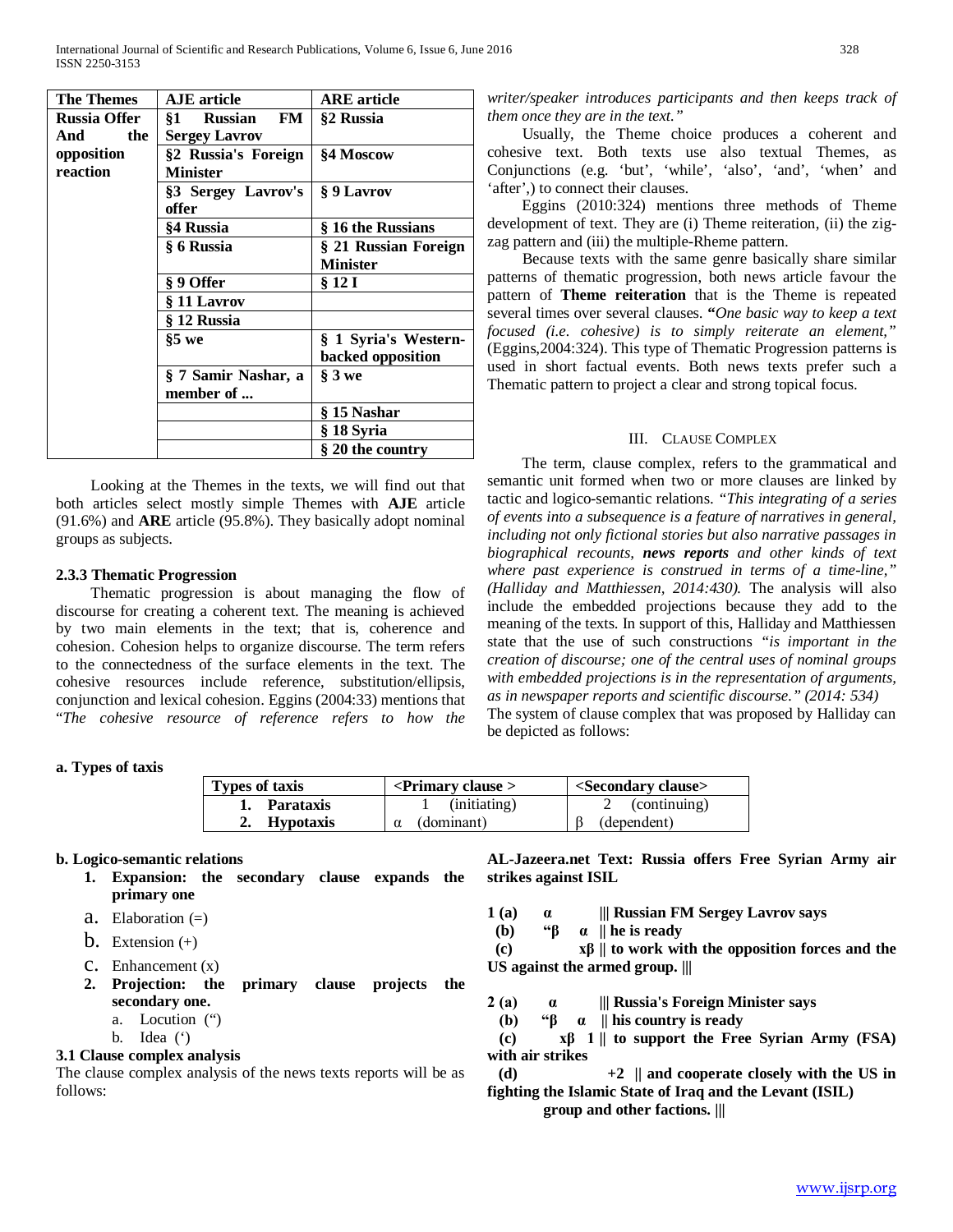| The Themes | AJE article | ARE article |
|---|---|---|
| Russia Offer And the opposition reaction | §1 Russian FM Sergey Lavrov | §2 Russia |
| | §2 Russia's Foreign Minister | §4 Moscow |
| | §3 Sergey Lavrov's offer | § 9 Lavrov |
| | §4 Russia | § 16 the Russians |
| | § 6 Russia | § 21 Russian Foreign Minister |
| | § 9 Offer | § 12 I |
| | § 11 Lavrov | |
| | § 12 Russia | |
| | §5 we | § 1 Syria's Western-backed opposition |
| | § 7 Samir Nashar, a member of ... | § 3 we |
| | | § 15 Nashar |
| | | § 18 Syria |
| | | § 20 the country |

Looking at the Themes in the texts, we will find out that both articles select mostly simple Themes with **AJE** article (91.6%) and **ARE** article (95.8%). They basically adopt nominal groups as subjects.

### 2.3.3 Thematic Progression

Thematic progression is about managing the flow of discourse for creating a coherent text. The meaning is achieved by two main elements in the text; that is, coherence and cohesion. Cohesion helps to organize discourse. The term refers to the connectedness of the surface elements in the text. The cohesive resources include reference, substitution/ellipsis, conjunction and lexical cohesion. Eggins (2004:33) mentions that "*The cohesive resource of reference refers to how the writer/speaker introduces participants and then keeps track of them once they are in the text.*"

Usually, the Theme choice produces a coherent and cohesive text. Both texts use also textual Themes, as Conjunctions (e.g. 'but', 'while', 'also', 'and', 'when' and 'after',) to connect their clauses.

Eggins (2010:324) mentions three methods of Theme development of text. They are (i) Theme reiteration, (ii) the zig-zag pattern and (iii) the multiple-Rheme pattern.

Because texts with the same genre basically share similar patterns of thematic progression, both news article favour the pattern of **Theme reiteration** that is the Theme is repeated several times over several clauses. **"***One basic way to keep a text focused (i.e. cohesive) is to simply reiterate an element,"* (Eggins,2004:324). This type of Thematic Progression patterns is used in short factual events. Both news texts prefer such a Thematic pattern to project a clear and strong topical focus.

## III. Clause Complex

The term, clause complex, refers to the grammatical and semantic unit formed when two or more clauses are linked by tactic and logico-semantic relations. *"This integrating of a series of events into a subsequence is a feature of narratives in general, including not only fictional stories but also narrative passages in biographical recounts,* ***news reports*** *and other kinds of text where past experience is construed in terms of a time-line," (Halliday and Matthiessen, 2014:430).* The analysis will also include the embedded projections because they add to the meaning of the texts. In support of this, Halliday and Matthiessen state that the use of such constructions *"is important in the creation of discourse; one of the central uses of nominal groups with embedded projections is in the representation of arguments, as in newspaper reports and scientific discourse." (2014: 534)*

The system of clause complex that was proposed by Halliday can be depicted as follows:

**a. Types of taxis**

| Types of taxis | <Primary clause > | <Secondary clause> |
|---|---|---|
| 1. **Parataxis** | 1 (initiating) | 2 (continuing) |
| 2. **Hypotaxis** | α (dominant) | β (dependent) |

**b. Logico-semantic relations**

1. **Expansion: the secondary clause expands the primary one**
   a. Elaboration (=)
   b. Extension (+)
   c. Enhancement (x)
2. **Projection: the primary clause projects the secondary one.**
   a. Locution (")
   b. Idea (')

### 3.1 Clause complex analysis

The clause complex analysis of the news texts reports will be as follows:

**AL-Jazeera.net Text: Russia offers Free Syrian Army air strikes against ISIL**

**1 (a) α ||| Russian FM Sergey Lavrov says**
**(b) "β α || he is ready**
**(c) xβ || to work with the opposition forces and the US against the armed group. |||**

**2 (a) α ||| Russia's Foreign Minister says**
**(b) "β α || his country is ready**
**(c) xβ 1 || to support the Free Syrian Army (FSA) with air strikes**
**(d) +2 || and cooperate closely with the US in fighting the Islamic State of Iraq and the Levant (ISIL) group and other factions. |||**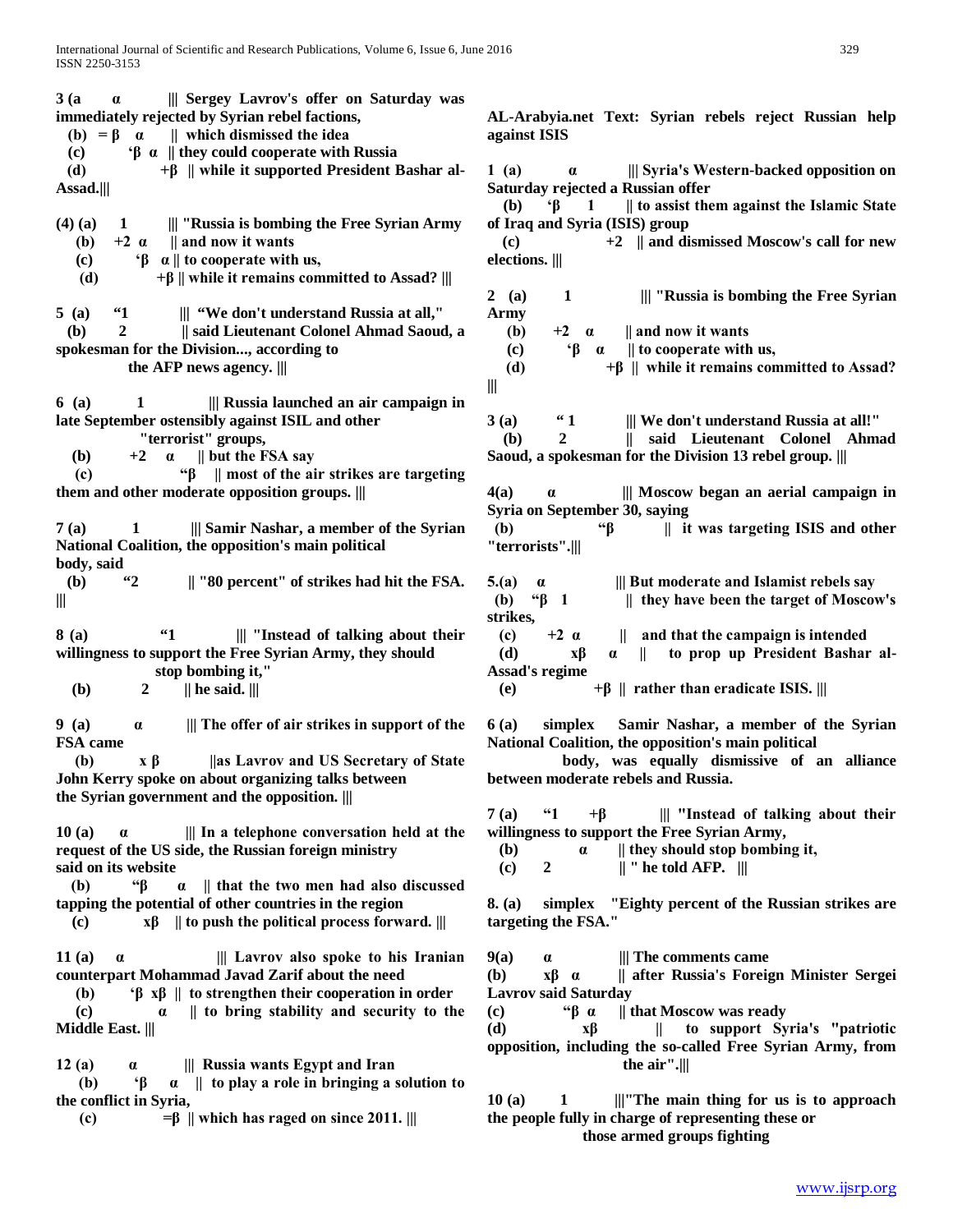**3 (a α ||| Sergey Lavrov's offer on Saturday was immediately rejected by Syrian rebel factions,**
**(b) = β α || which dismissed the idea**
**(c) ‘β α || they could cooperate with Russia**
**(d) +β || while it supported President Bashar al-Assad.|||**

**(4) (a) 1 ||| "Russia is bombing the Free Syrian Army**
**(b) +2 α || and now it wants**
**(c) ‘β α || to cooperate with us,**
**(d) +β || while it remains committed to Assad? |||**

**5 (a) “1 ||| “We don't understand Russia at all,"**
**(b) 2 || said Lieutenant Colonel Ahmad Saoud, a spokesman for the Division..., according to the AFP news agency. |||**

**6 (a) 1 ||| Russia launched an air campaign in late September ostensibly against ISIL and other "terrorist" groups,**
**(b) +2 α || but the FSA say**
**(c) “β || most of the air strikes are targeting them and other moderate opposition groups. |||**

**7 (a) 1 ||| Samir Nashar, a member of the Syrian National Coalition, the opposition's main political body, said**
**(b) “2 || "80 percent" of strikes had hit the FSA. |||**

**8 (a) “1 ||| "Instead of talking about their willingness to support the Free Syrian Army, they should stop bombing it,"**
**(b) 2 || he said. |||**

**9 (a) α ||| The offer of air strikes in support of the FSA came**
**(b) x β ||as Lavrov and US Secretary of State John Kerry spoke on about organizing talks between the Syrian government and the opposition. |||**

**10 (a) α ||| In a telephone conversation held at the request of the US side, the Russian foreign ministry said on its website**
**(b) “β α || that the two men had also discussed tapping the potential of other countries in the region**
**(c) xβ || to push the political process forward. |||**

**11 (a) α ||| Lavrov also spoke to his Iranian counterpart Mohammad Javad Zarif about the need**
**(b) ‘β xβ || to strengthen their cooperation in order**
**(c) α || to bring stability and security to the Middle East. |||**

**12 (a) α ||| Russia wants Egypt and Iran**
**(b) ‘β α || to play a role in bringing a solution to the conflict in Syria,**
**(c) =β || which has raged on since 2011. |||**

**AL-Arabyia.net Text: Syrian rebels reject Russian help against ISIS**

**1 (a) α ||| Syria's Western-backed opposition on Saturday rejected a Russian offer**
**(b) ‘β 1 || to assist them against the Islamic State of Iraq and Syria (ISIS) group**
**(c) +2 || and dismissed Moscow's call for new elections. |||**

**2 (a) 1 ||| "Russia is bombing the Free Syrian Army**
**(b) +2 α || and now it wants**
**(c) ‘β α || to cooperate with us,**
**(d) +β || while it remains committed to Assad? |||**

**3 (a) “ 1 ||| We don't understand Russia at all!"**
**(b) 2 || said Lieutenant Colonel Ahmad Saoud, a spokesman for the Division 13 rebel group. |||**

**4(a) α ||| Moscow began an aerial campaign in Syria on September 30, saying**
**(b) “β || it was targeting ISIS and other "terrorists".|||**

**5.(a) α ||| But moderate and Islamist rebels say**
**(b) “β 1 || they have been the target of Moscow's strikes,**
**(c) +2 α || and that the campaign is intended**
**(d) xβ α || to prop up President Bashar al-Assad's regime**
**(e) +β || rather than eradicate ISIS. |||**

**6 (a) simplex Samir Nashar, a member of the Syrian National Coalition, the opposition's main political body, was equally dismissive of an alliance between moderate rebels and Russia.**

**7 (a) “1 +β ||| "Instead of talking about their willingness to support the Free Syrian Army,**
**(b) α || they should stop bombing it,**
**(c) 2 || " he told AFP. |||**

**8. (a) simplex "Eighty percent of the Russian strikes are targeting the FSA."**

**9(a) α ||| The comments came**
**(b) xβ α || after Russia's Foreign Minister Sergei Lavrov said Saturday**
**(c) “β α || that Moscow was ready**
**(d) xβ || to support Syria's "patriotic opposition, including the so-called Free Syrian Army, from the air".|||**

**10 (a) 1 |||"The main thing for us is to approach the people fully in charge of representing these or those armed groups fighting**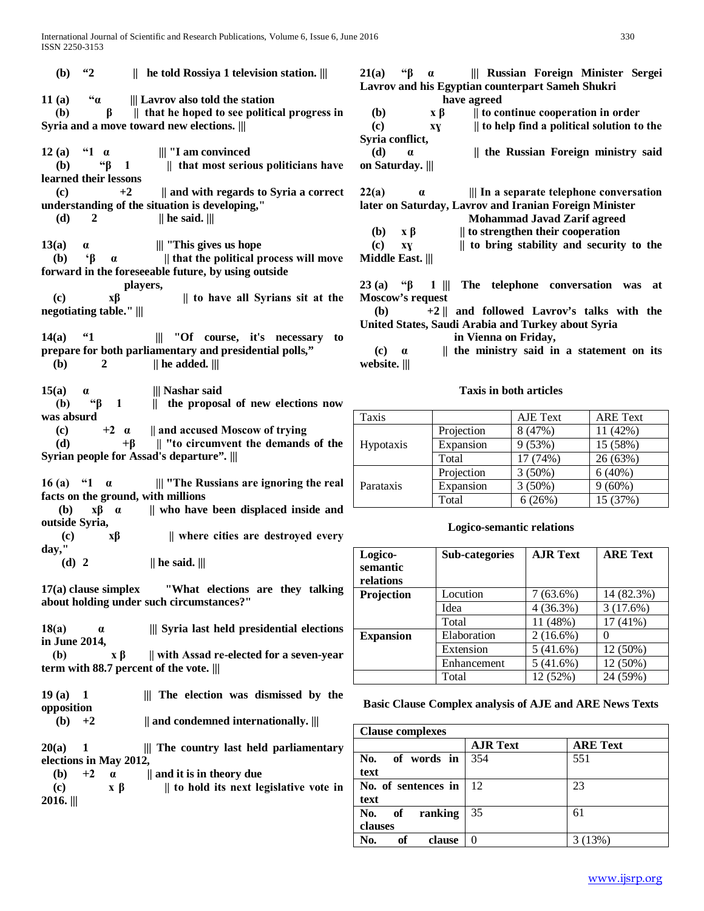**(b) "2 || he told Rossiya 1 television station. |||**

**11 (a) "α ||| Lavrov also told the station**
**(b) β || that he hoped to see political progress in Syria and a move toward new elections. |||**

**12 (a) "1 α ||| "I am convinced**
**(b) "β 1 || that most serious politicians have learned their lessons**
**(c) +2 || and with regards to Syria a correct understanding of the situation is developing,"**
**(d) 2 || he said. |||**

**13(a) α ||| "This gives us hope**
**(b) 'β α || that the political process will move forward in the foreseeable future, by using outside players,**
**(c) xβ || to have all Syrians sit at the negotiating table." |||**

**14(a) "1 ||| "Of course, it's necessary to prepare for both parliamentary and presidential polls,"**
**(b) 2 || he added. |||**

**15(a) α ||| Nashar said**
**(b) "β 1 || the proposal of new elections now was absurd**
**(c) +2 α || and accused Moscow of trying**
**(d) +β || "to circumvent the demands of the Syrian people for Assad's departure". |||**

**16 (a) "1 α ||| "The Russians are ignoring the real facts on the ground, with millions**
**(b) xβ α || who have been displaced inside and outside Syria,**
**(c) xβ || where cities are destroyed every day,"**
**(d) 2 || he said. |||**

**17(a) clause simplex "What elections are they talking about holding under such circumstances?"**

**18(a) α ||| Syria last held presidential elections in June 2014,**
**(b) x β || with Assad re-elected for a seven-year term with 88.7 percent of the vote. |||**

**19 (a) 1 ||| The election was dismissed by the opposition**
**(b) +2 || and condemned internationally. |||**

**20(a) 1 ||| The country last held parliamentary elections in May 2012,**
**(b) +2 α || and it is in theory due**
**(c) x β || to hold its next legislative vote in 2016. |||**

**21(a) "β α ||| Russian Foreign Minister Sergei Lavrov and his Egyptian counterpart Sameh Shukri have agreed**
**(b) x β || to continue cooperation in order**
**(c) xɣ || to help find a political solution to the Syria conflict,**
**(d) α || the Russian Foreign ministry said on Saturday. |||**

**22(a) α ||| In a separate telephone conversation later on Saturday, Lavrov and Iranian Foreign Minister Mohammad Javad Zarif agreed**
**(b) x β || to strengthen their cooperation**
**(c) xɣ || to bring stability and security to the Middle East. |||**

**23 (a) "β 1 ||| The telephone conversation was at Moscow's request**
**(b) +2 || and followed Lavrov's talks with the United States, Saudi Arabia and Turkey about Syria in Vienna on Friday,**
**(c) α || the ministry said in a statement on its website. |||**

**Taxis in both articles**

| Taxis | | AJE Text | ARE Text |
|---|---|---|---|
| Hypotaxis | Projection | 8 (47%) | 11 (42%) |
| | Expansion | 9 (53%) | 15 (58%) |
| | Total | 17 (74%) | 26 (63%) |
| Parataxis | Projection | 3 (50%) | 6 (40%) |
| | Expansion | 3 (50%) | 9 (60%) |
| | Total | 6 (26%) | 15 (37%) |

**Logico-semantic relations**

| Logico-semantic relations | Sub-categories | AJR Text | ARE Text |
|---|---|---|---|
| **Projection** | Locution | 7 (63.6%) | 14 (82.3%) |
| | Idea | 4 (36.3%) | 3 (17.6%) |
| | Total | 11 (48%) | 17 (41%) |
| **Expansion** | Elaboration | 2 (16.6%) | 0 |
| | Extension | 5 (41.6%) | 12 (50%) |
| | Enhancement | 5 (41.6%) | 12 (50%) |
| | Total | 12 (52%) | 24 (59%) |

**Basic Clause Complex analysis of AJE and ARE News Texts**

| Clause complexes | | |
|---|---|---|
| | **AJR Text** | **ARE Text** |
| **No. of words in text** | 354 | 551 |
| **No. of sentences in text** | 12 | 23 |
| **No. of ranking clauses** | 35 | 61 |
| **No. of clause** | 0 | 3 (13%) |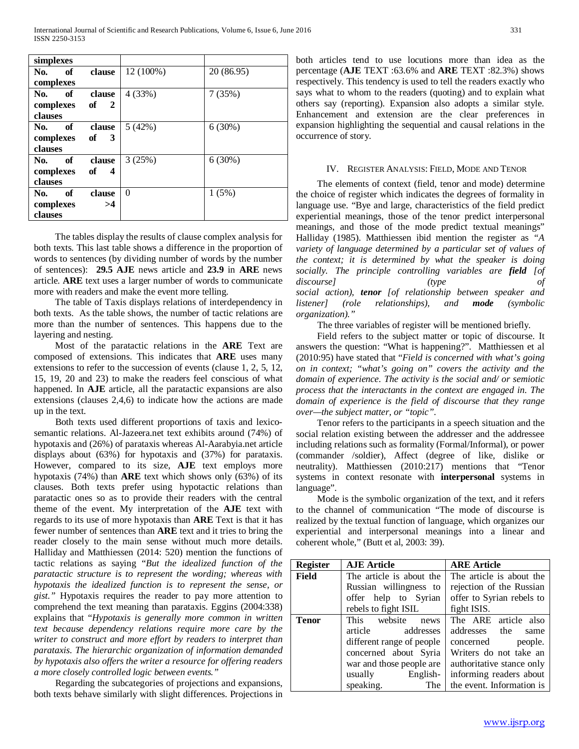| simplexes | | |
|---|---|---|
| No. of clause complexes | 12 (100%) | 20 (86.95) |
| No. of clause complexes of 2 clauses | 4 (33%) | 7 (35%) |
| No. of clause complexes of 3 clauses | 5 (42%) | 6 (30%) |
| No. of clause complexes of 4 clauses | 3 (25%) | 6 (30%) |
| No. of clause complexes >4 clauses | 0 | 1 (5%) |

The tables display the results of clause complex analysis for both texts. This last table shows a difference in the proportion of words to sentences (by dividing number of words by the number of sentences): **29.5 AJE** news article and **23.9** in **ARE** news article. **ARE** text uses a larger number of words to communicate more with readers and make the event more telling.

The table of Taxis displays relations of interdependency in both texts. As the table shows, the number of tactic relations are more than the number of sentences. This happens due to the layering and nesting.

Most of the paratactic relations in the **ARE** Text are composed of extensions. This indicates that **ARE** uses many extensions to refer to the succession of events (clause 1, 2, 5, 12, 15, 19, 20 and 23) to make the readers feel conscious of what happened. In **AJE** article, all the paratactic expansions are also extensions (clauses 2,4,6) to indicate how the actions are made up in the text.

Both texts used different proportions of taxis and lexico-semantic relations. Al-Jazeera.net text exhibits around (74%) of hypotaxis and (26%) of parataxis whereas Al-Aarabyia.net article displays about (63%) for hypotaxis and (37%) for parataxis. However, compared to its size, **AJE** text employs more hypotaxis (74%) than **ARE** text which shows only (63%) of its clauses. Both texts prefer using hypotactic relations than paratactic ones so as to provide their readers with the central theme of the event. My interpretation of the **AJE** text with regards to its use of more hypotaxis than **ARE** Text is that it has fewer number of sentences than **ARE** text and it tries to bring the reader closely to the main sense without much more details. Halliday and Matthiessen (2014: 520) mention the functions of tactic relations as saying "*But the idealized function of the paratactic structure is to represent the wording; whereas with hypotaxis the idealized function is to represent the sense, or gist.*" Hypotaxis requires the reader to pay more attention to comprehend the text meaning than parataxis. Eggins (2004:338) explains that "*Hypotaxis is generally more common in written text because dependency relations require more care by the writer to construct and more effort by readers to interpret than parataxis. The hierarchic organization of information demanded by hypotaxis also offers the writer a resource for offering readers a more closely controlled logic between events.*"

Regarding the subcategories of projections and expansions, both texts behave similarly with slight differences. Projections in both articles tend to use locutions more than idea as the percentage (**AJE** TEXT :63.6% and **ARE** TEXT :82.3%) shows respectively. This tendency is used to tell the readers exactly who says what to whom to the readers (quoting) and to explain what others say (reporting). Expansion also adopts a similar style. Enhancement and extension are the clear preferences in expansion highlighting the sequential and causal relations in the occurrence of story.

## IV. Register Analysis: Field, Mode and Tenor

The elements of context (field, tenor and mode) determine the choice of register which indicates the degrees of formality in language use. "Bye and large, characteristics of the field predict experiential meanings, those of the tenor predict interpersonal meanings, and those of the mode predict textual meanings" Halliday (1985). Matthiessen ibid mention the register as "*A variety of language determined by a particular set of values of the context; it is determined by what the speaker is doing socially. The principle controlling variables are **field** [of discourse] (type of social action), **tenor** [of relationship between speaker and listener] (role relationships), and **mode** (symbolic organization).*"

The three variables of register will be mentioned briefly.

Field refers to the subject matter or topic of discourse. It answers the question: "What is happening?". Matthiessen et al (2010:95) have stated that "*Field is concerned with what's going on in context; "what's going on" covers the activity and the domain of experience. The activity is the social and/ or semiotic process that the interactants in the context are engaged in. The domain of experience is the field of discourse that they range over—the subject matter, or "topic".*

Tenor refers to the participants in a speech situation and the social relation existing between the addresser and the addressee including relations such as formality (Formal/Informal), or power (commander /soldier), Affect (degree of like, dislike or neutrality). Matthiessen (2010:217) mentions that "Tenor systems in context resonate with **interpersonal** systems in language".

Mode is the symbolic organization of the text, and it refers to the channel of communication "The mode of discourse is realized by the textual function of language, which organizes our experiential and interpersonal meanings into a linear and coherent whole," (Butt et al, 2003: 39).

| Register | AJE Article | ARE Article |
|---|---|---|
| **Field** | The article is about the Russian willingness to offer help to Syrian rebels to fight ISIL | The article is about the rejection of the Russian offer to Syrian rebels to fight ISIS. |
| **Tenor** | This website news article addresses different range of people concerned about Syria war and those people are usually English-speaking. The | The ARE article also addresses the same concerned people. Writers do not take an authoritative stance only informing readers about the event. Information is |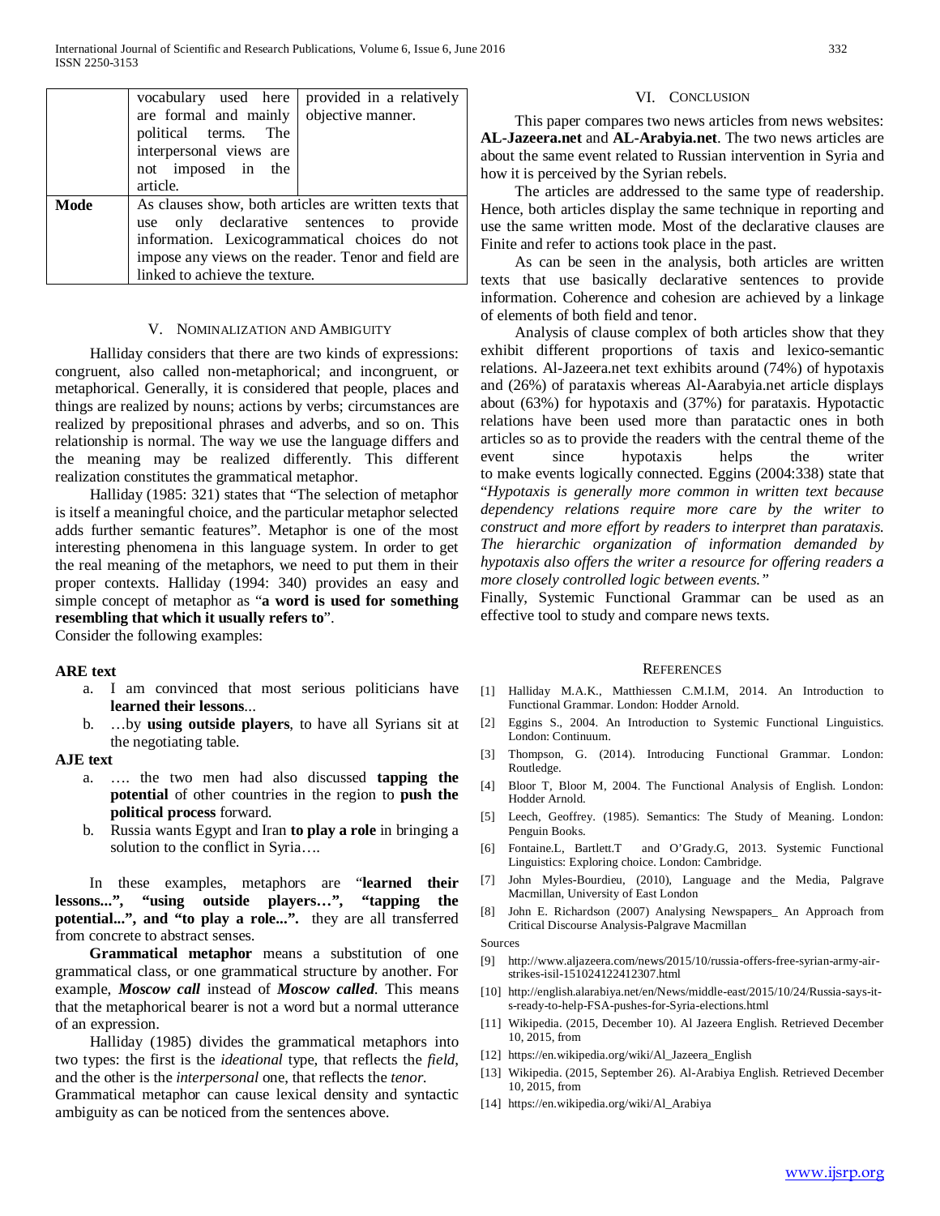|  | vocabulary used here are formal and mainly political terms. The interpersonal views are not imposed in the article. | provided in a relatively objective manner. |
|---|---|---|
| **Mode** | As clauses show, both articles are written texts that use only declarative sentences to provide information. Lexicogrammatical choices do not impose any views on the reader. Tenor and field are linked to achieve the texture. | |

## V. Nominalization and Ambiguity

Halliday considers that there are two kinds of expressions: congruent, also called non-metaphorical; and incongruent, or metaphorical. Generally, it is considered that people, places and things are realized by nouns; actions by verbs; circumstances are realized by prepositional phrases and adverbs, and so on. This relationship is normal. The way we use the language differs and the meaning may be realized differently. This different realization constitutes the grammatical metaphor.

Halliday (1985: 321) states that "The selection of metaphor is itself a meaningful choice, and the particular metaphor selected adds further semantic features". Metaphor is one of the most interesting phenomena in this language system. In order to get the real meaning of the metaphors, we need to put them in their proper contexts. Halliday (1994: 340) provides an easy and simple concept of metaphor as "**a word is used for something resembling that which it usually refers to**".

Consider the following examples:

**ARE text**

a. I am convinced that most serious politicians have **learned their lessons**...
b. …by **using outside players**, to have all Syrians sit at the negotiating table.

**AJE text**

a. …. the two men had also discussed **tapping the potential** of other countries in the region to **push the political process** forward.
b. Russia wants Egypt and Iran **to play a role** in bringing a solution to the conflict in Syria….

In these examples, metaphors are "**learned their lessons...", "using outside players…", "tapping the potential...", and "to play a role...".** they are all transferred from concrete to abstract senses.

**Grammatical metaphor** means a substitution of one grammatical class, or one grammatical structure by another. For example, ***Moscow call*** instead of ***Moscow called***. This means that the metaphorical bearer is not a word but a normal utterance of an expression.

Halliday (1985) divides the grammatical metaphors into two types: the first is the *ideational* type, that reflects the *field*, and the other is the *interpersonal* one, that reflects the *tenor.*

Grammatical metaphor can cause lexical density and syntactic ambiguity as can be noticed from the sentences above.

## VI. Conclusion

This paper compares two news articles from news websites: **AL-Jazeera.net** and **AL-Arabyia.net**. The two news articles are about the same event related to Russian intervention in Syria and how it is perceived by the Syrian rebels.

The articles are addressed to the same type of readership. Hence, both articles display the same technique in reporting and use the same written mode. Most of the declarative clauses are Finite and refer to actions took place in the past.

As can be seen in the analysis, both articles are written texts that use basically declarative sentences to provide information. Coherence and cohesion are achieved by a linkage of elements of both field and tenor.

Analysis of clause complex of both articles show that they exhibit different proportions of taxis and lexico-semantic relations. Al-Jazeera.net text exhibits around (74%) of hypotaxis and (26%) of parataxis whereas Al-Aarabyia.net article displays about (63%) for hypotaxis and (37%) for parataxis. Hypotactic relations have been used more than paratactic ones in both articles so as to provide the readers with the central theme of the event since hypotaxis helps the writer to make events logically connected. Eggins (2004:338) state that "*Hypotaxis is generally more common in written text because dependency relations require more care by the writer to construct and more effort by readers to interpret than parataxis. The hierarchic organization of information demanded by hypotaxis also offers the writer a resource for offering readers a more closely controlled logic between events."*

Finally, Systemic Functional Grammar can be used as an effective tool to study and compare news texts.

## References

[1] Halliday M.A.K., Matthiessen C.M.I.M, 2014. An Introduction to Functional Grammar. London: Hodder Arnold.

[2] Eggins S., 2004. An Introduction to Systemic Functional Linguistics. London: Continuum.

[3] Thompson, G. (2014). Introducing Functional Grammar. London: Routledge.

[4] Bloor T, Bloor M, 2004. The Functional Analysis of English. London: Hodder Arnold.

[5] Leech, Geoffrey. (1985). Semantics: The Study of Meaning. London: Penguin Books.

[6] Fontaine.L, Bartlett.T and O'Grady.G, 2013. Systemic Functional Linguistics: Exploring choice. London: Cambridge.

[7] John Myles-Bourdieu, (2010), Language and the Media, Palgrave Macmillan, University of East London

[8] John E. Richardson (2007) Analysing Newspapers_ An Approach from Critical Discourse Analysis-Palgrave Macmillan

Sources

[9] http://www.aljazeera.com/news/2015/10/russia-offers-free-syrian-army-air-strikes-isil-151024122412307.html

[10] http://english.alarabiya.net/en/News/middle-east/2015/10/24/Russia-says-it-s-ready-to-help-FSA-pushes-for-Syria-elections.html

[11] Wikipedia. (2015, December 10). Al Jazeera English. Retrieved December 10, 2015, from

[12] https://en.wikipedia.org/wiki/Al_Jazeera_English

[13] Wikipedia. (2015, September 26). Al-Arabiya English. Retrieved December 10, 2015, from

[14] https://en.wikipedia.org/wiki/Al_Arabiya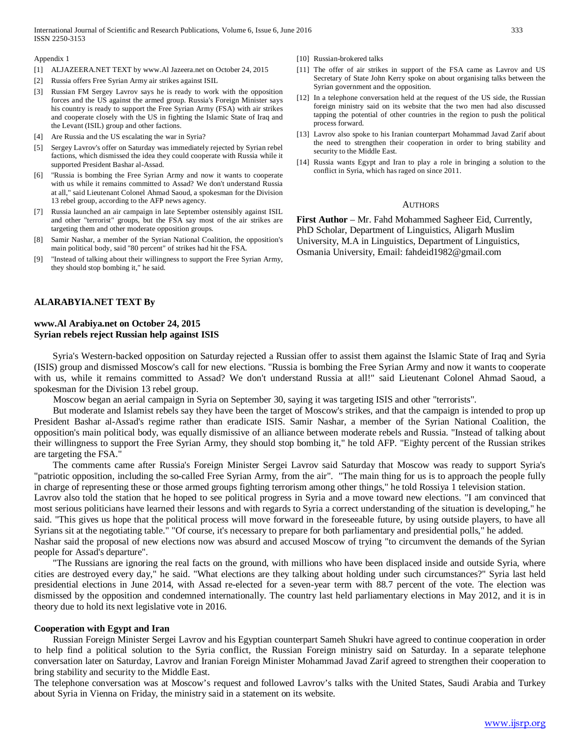Appendix 1

[1] ALJAZEERA.NET TEXT by www.Al Jazeera.net on October 24, 2015

[2] Russia offers Free Syrian Army air strikes against ISIL

[3] Russian FM Sergey Lavrov says he is ready to work with the opposition forces and the US against the armed group. Russia's Foreign Minister says his country is ready to support the Free Syrian Army (FSA) with air strikes and cooperate closely with the US in fighting the Islamic State of Iraq and the Levant (ISIL) group and other factions.

[4] Are Russia and the US escalating the war in Syria?

[5] Sergey Lavrov's offer on Saturday was immediately rejected by Syrian rebel factions, which dismissed the idea they could cooperate with Russia while it supported President Bashar al-Assad.

[6] "Russia is bombing the Free Syrian Army and now it wants to cooperate with us while it remains committed to Assad? We don't understand Russia at all," said Lieutenant Colonel Ahmad Saoud, a spokesman for the Division 13 rebel group, according to the AFP news agency.

[7] Russia launched an air campaign in late September ostensibly against ISIL and other "terrorist" groups, but the FSA say most of the air strikes are targeting them and other moderate opposition groups.

[8] Samir Nashar, a member of the Syrian National Coalition, the opposition's main political body, said "80 percent" of strikes had hit the FSA.

[9] "Instead of talking about their willingness to support the Free Syrian Army, they should stop bombing it," he said.

[10] Russian-brokered talks

[11] The offer of air strikes in support of the FSA came as Lavrov and US Secretary of State John Kerry spoke on about organising talks between the Syrian government and the opposition.

[12] In a telephone conversation held at the request of the US side, the Russian foreign ministry said on its website that the two men had also discussed tapping the potential of other countries in the region to push the political process forward.

[13] Lavrov also spoke to his Iranian counterpart Mohammad Javad Zarif about the need to strengthen their cooperation in order to bring stability and security to the Middle East.

[14] Russia wants Egypt and Iran to play a role in bringing a solution to the conflict in Syria, which has raged on since 2011.

### AUTHORS

**First Author** – Mr. Fahd Mohammed Sagheer Eid, Currently, PhD Scholar, Department of Linguistics, Aligarh Muslim University, M.A in Linguistics, Department of Linguistics, Osmania University, Email: fahdeid1982@gmail.com

**ALARABYIA.NET TEXT By**

**www.Al Arabiya.net on October 24, 2015**
**Syrian rebels reject Russian help against ISIS**

Syria's Western-backed opposition on Saturday rejected a Russian offer to assist them against the Islamic State of Iraq and Syria (ISIS) group and dismissed Moscow's call for new elections. "Russia is bombing the Free Syrian Army and now it wants to cooperate with us, while it remains committed to Assad? We don't understand Russia at all!" said Lieutenant Colonel Ahmad Saoud, a spokesman for the Division 13 rebel group.

Moscow began an aerial campaign in Syria on September 30, saying it was targeting ISIS and other "terrorists".

But moderate and Islamist rebels say they have been the target of Moscow's strikes, and that the campaign is intended to prop up President Bashar al-Assad's regime rather than eradicate ISIS. Samir Nashar, a member of the Syrian National Coalition, the opposition's main political body, was equally dismissive of an alliance between moderate rebels and Russia. "Instead of talking about their willingness to support the Free Syrian Army, they should stop bombing it," he told AFP. "Eighty percent of the Russian strikes are targeting the FSA."

The comments came after Russia's Foreign Minister Sergei Lavrov said Saturday that Moscow was ready to support Syria's "patriotic opposition, including the so-called Free Syrian Army, from the air". "The main thing for us is to approach the people fully in charge of representing these or those armed groups fighting terrorism among other things," he told Rossiya 1 television station.

Lavrov also told the station that he hoped to see political progress in Syria and a move toward new elections. "I am convinced that most serious politicians have learned their lessons and with regards to Syria a correct understanding of the situation is developing," he said. "This gives us hope that the political process will move forward in the foreseeable future, by using outside players, to have all Syrians sit at the negotiating table." "Of course, it's necessary to prepare for both parliamentary and presidential polls," he added.

Nashar said the proposal of new elections now was absurd and accused Moscow of trying "to circumvent the demands of the Syrian people for Assad's departure".

"The Russians are ignoring the real facts on the ground, with millions who have been displaced inside and outside Syria, where cities are destroyed every day," he said. "What elections are they talking about holding under such circumstances?" Syria last held presidential elections in June 2014, with Assad re-elected for a seven-year term with 88.7 percent of the vote. The election was dismissed by the opposition and condemned internationally. The country last held parliamentary elections in May 2012, and it is in theory due to hold its next legislative vote in 2016.

**Cooperation with Egypt and Iran**

Russian Foreign Minister Sergei Lavrov and his Egyptian counterpart Sameh Shukri have agreed to continue cooperation in order to help find a political solution to the Syria conflict, the Russian Foreign ministry said on Saturday. In a separate telephone conversation later on Saturday, Lavrov and Iranian Foreign Minister Mohammad Javad Zarif agreed to strengthen their cooperation to bring stability and security to the Middle East.

The telephone conversation was at Moscow's request and followed Lavrov's talks with the United States, Saudi Arabia and Turkey about Syria in Vienna on Friday, the ministry said in a statement on its website.